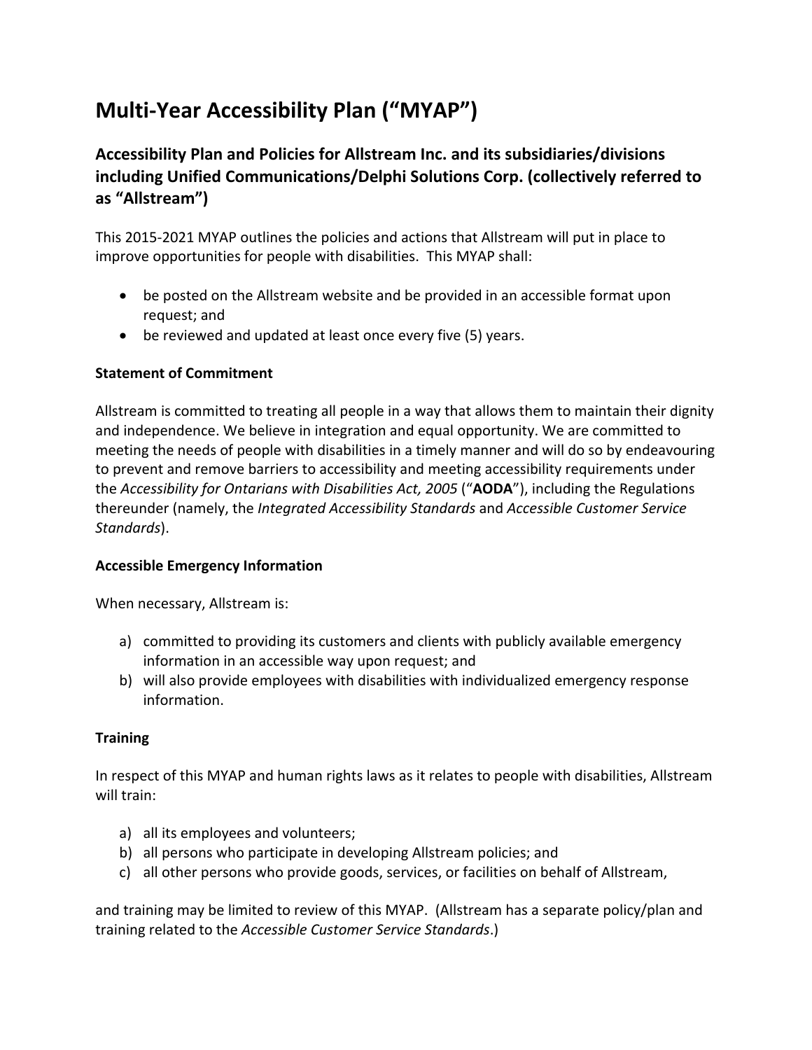# Multi-Year Accessibility Plan ("MYAP")

## Accessibility Plan and Policies for Allstream Inc. and its subsidiaries/divisions including Unified Communications/Delphi Solutions Corp. (collectively referred to as "Allstream")

This 2015-2021 MYAP outlines the policies and actions that Allstream will put in place to improve opportunities for people with disabilities. This MYAP shall:

- be posted on the Allstream website and be provided in an accessible format upon request; and
- be reviewed and updated at least once every five (5) years.

**Statement of Commitment**

Allstream is committed to treating all people in a way that allows them to maintain their dignity and independence. We believe in integration and equal opportunity. We are committed to meeting the needs of people with disabilities in a timely manner and will do so by endeavouring to prevent and remove barriers to accessibility and meeting accessibility requirements under the *Accessibility for Ontarians with Disabilities Act, 2005* ("**AODA**"), including the Regulations thereunder (namely, the *Integrated Accessibility Standards* and *Accessible Customer Service Standards*).

**Accessible Emergency Information**

When necessary, Allstream is:

a) committed to providing its customers and clients with publicly available emergency information in an accessible way upon request; and
b) will also provide employees with disabilities with individualized emergency response information.

**Training**

In respect of this MYAP and human rights laws as it relates to people with disabilities, Allstream will train:

a) all its employees and volunteers;
b) all persons who participate in developing Allstream policies; and
c) all other persons who provide goods, services, or facilities on behalf of Allstream,

and training may be limited to review of this MYAP. (Allstream has a separate policy/plan and training related to the *Accessible Customer Service Standards*.)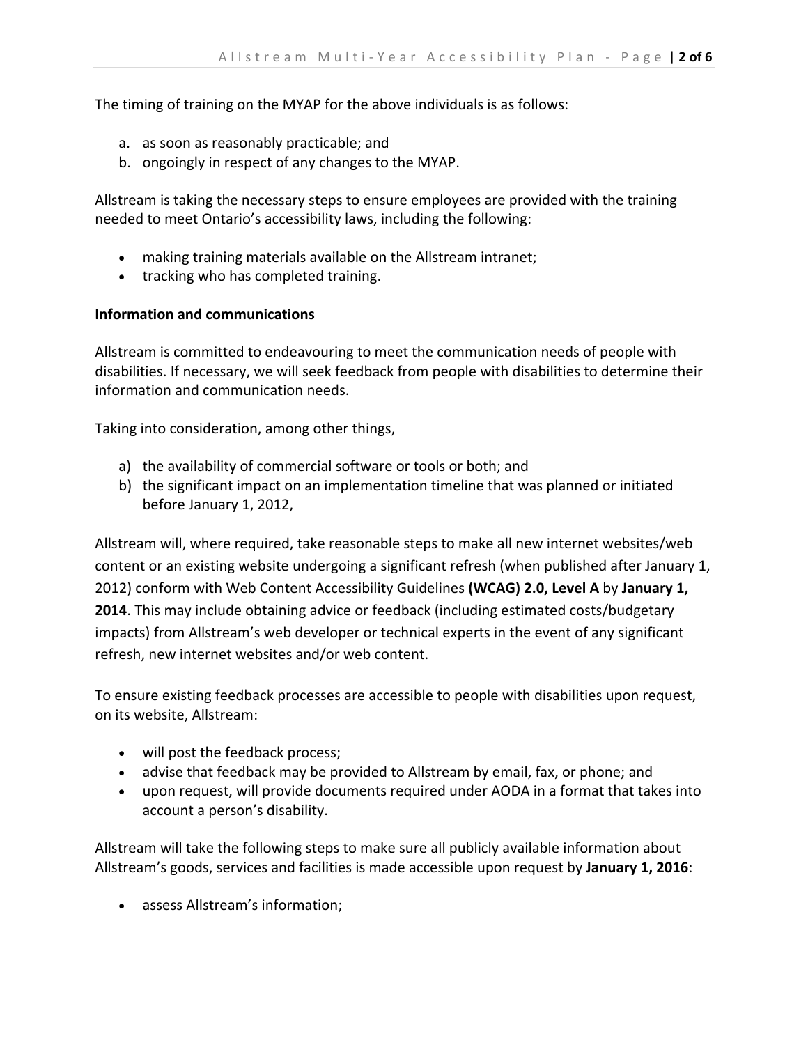The timing of training on the MYAP for the above individuals is as follows:

a. as soon as reasonably practicable; and
b. ongoingly in respect of any changes to the MYAP.

Allstream is taking the necessary steps to ensure employees are provided with the training needed to meet Ontario's accessibility laws, including the following:

- making training materials available on the Allstream intranet;
- tracking who has completed training.

**Information and communications**

Allstream is committed to endeavouring to meet the communication needs of people with disabilities. If necessary, we will seek feedback from people with disabilities to determine their information and communication needs.

Taking into consideration, among other things,

a) the availability of commercial software or tools or both; and
b) the significant impact on an implementation timeline that was planned or initiated before January 1, 2012,

Allstream will, where required, take reasonable steps to make all new internet websites/web content or an existing website undergoing a significant refresh (when published after January 1, 2012) conform with Web Content Accessibility Guidelines **(WCAG) 2.0, Level A** by **January 1, 2014**. This may include obtaining advice or feedback (including estimated costs/budgetary impacts) from Allstream's web developer or technical experts in the event of any significant refresh, new internet websites and/or web content.

To ensure existing feedback processes are accessible to people with disabilities upon request, on its website, Allstream:

- will post the feedback process;
- advise that feedback may be provided to Allstream by email, fax, or phone; and
- upon request, will provide documents required under AODA in a format that takes into account a person's disability.

Allstream will take the following steps to make sure all publicly available information about Allstream's goods, services and facilities is made accessible upon request by **January 1, 2016**:

- assess Allstream's information;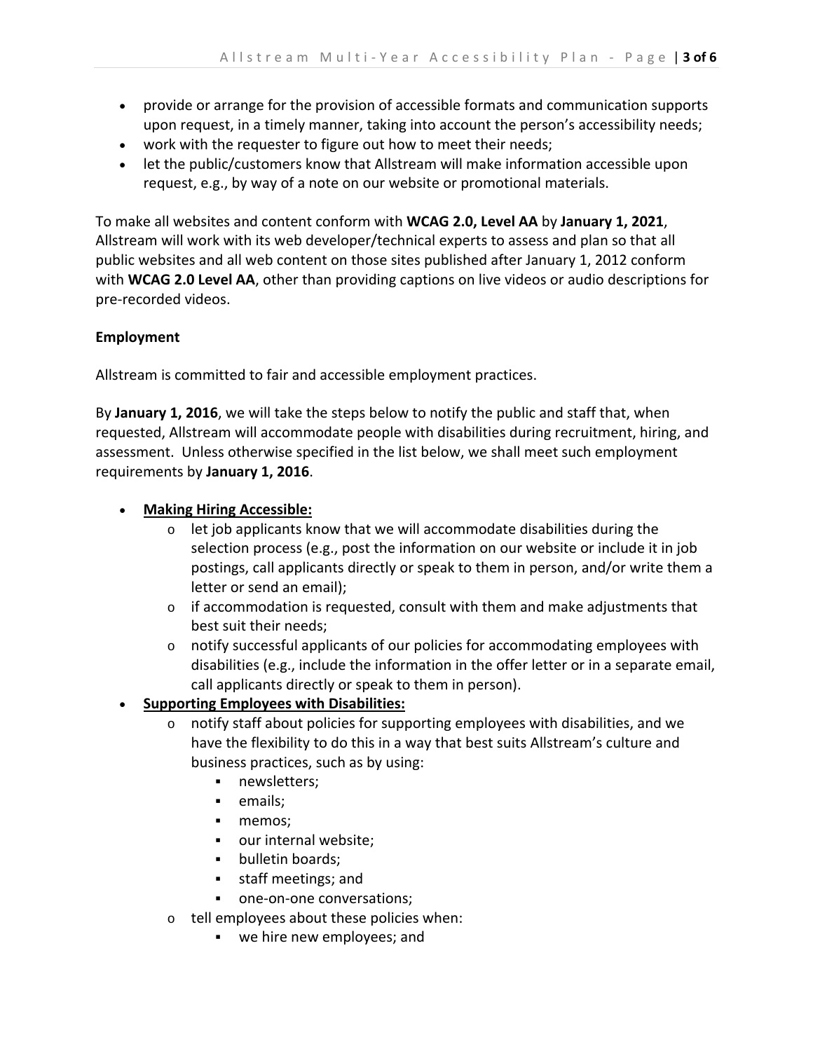- provide or arrange for the provision of accessible formats and communication supports upon request, in a timely manner, taking into account the person's accessibility needs;
- work with the requester to figure out how to meet their needs;
- let the public/customers know that Allstream will make information accessible upon request, e.g., by way of a note on our website or promotional materials.

To make all websites and content conform with **WCAG 2.0, Level AA** by **January 1, 2021**, Allstream will work with its web developer/technical experts to assess and plan so that all public websites and all web content on those sites published after January 1, 2012 conform with **WCAG 2.0 Level AA**, other than providing captions on live videos or audio descriptions for pre-recorded videos.

**Employment**

Allstream is committed to fair and accessible employment practices.

By **January 1, 2016**, we will take the steps below to notify the public and staff that, when requested, Allstream will accommodate people with disabilities during recruitment, hiring, and assessment. Unless otherwise specified in the list below, we shall meet such employment requirements by **January 1, 2016**.

- **<u>Making Hiring Accessible:</u>**
  - let job applicants know that we will accommodate disabilities during the selection process (e.g., post the information on our website or include it in job postings, call applicants directly or speak to them in person, and/or write them a letter or send an email);
  - if accommodation is requested, consult with them and make adjustments that best suit their needs;
  - notify successful applicants of our policies for accommodating employees with disabilities (e.g., include the information in the offer letter or in a separate email, call applicants directly or speak to them in person).
- **<u>Supporting Employees with Disabilities:</u>**
  - notify staff about policies for supporting employees with disabilities, and we have the flexibility to do this in a way that best suits Allstream's culture and business practices, such as by using:
    - newsletters;
    - emails;
    - memos;
    - our internal website;
    - bulletin boards;
    - staff meetings; and
    - one-on-one conversations;
  - tell employees about these policies when:
    - we hire new employees; and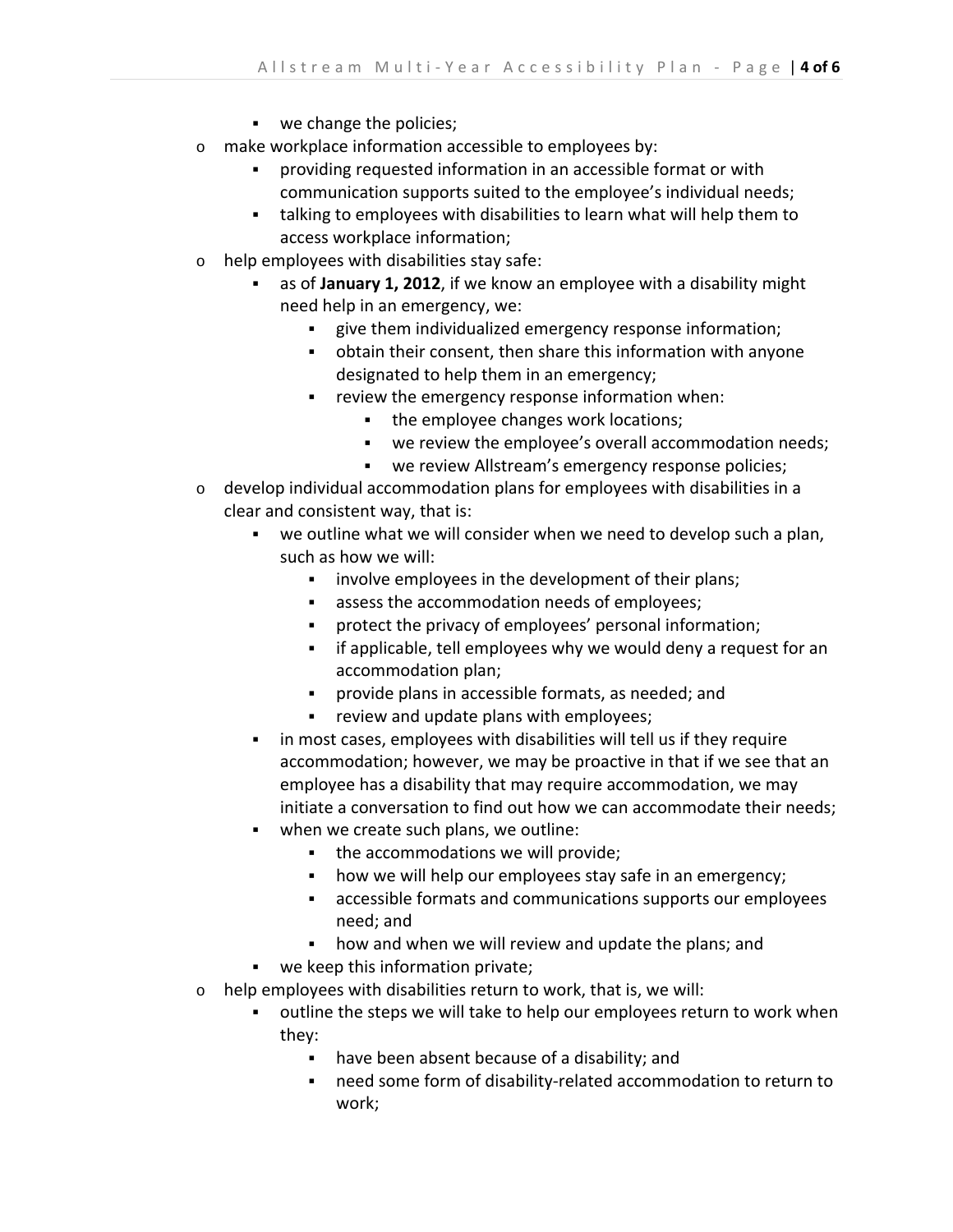- we change the policies;
- make workplace information accessible to employees by:
    - providing requested information in an accessible format or with communication supports suited to the employee's individual needs;
    - talking to employees with disabilities to learn what will help them to access workplace information;
- help employees with disabilities stay safe:
    - as of **January 1, 2012**, if we know an employee with a disability might need help in an emergency, we:
        - give them individualized emergency response information;
        - obtain their consent, then share this information with anyone designated to help them in an emergency;
        - review the emergency response information when:
            - the employee changes work locations;
            - we review the employee's overall accommodation needs;
            - we review Allstream's emergency response policies;
- develop individual accommodation plans for employees with disabilities in a clear and consistent way, that is:
    - we outline what we will consider when we need to develop such a plan, such as how we will:
        - involve employees in the development of their plans;
        - assess the accommodation needs of employees;
        - protect the privacy of employees' personal information;
        - if applicable, tell employees why we would deny a request for an accommodation plan;
        - provide plans in accessible formats, as needed; and
        - review and update plans with employees;
    - in most cases, employees with disabilities will tell us if they require accommodation; however, we may be proactive in that if we see that an employee has a disability that may require accommodation, we may initiate a conversation to find out how we can accommodate their needs;
    - when we create such plans, we outline:
        - the accommodations we will provide;
        - how we will help our employees stay safe in an emergency;
        - accessible formats and communications supports our employees need; and
        - how and when we will review and update the plans; and
    - we keep this information private;
- help employees with disabilities return to work, that is, we will:
    - outline the steps we will take to help our employees return to work when they:
        - have been absent because of a disability; and
        - need some form of disability-related accommodation to return to work;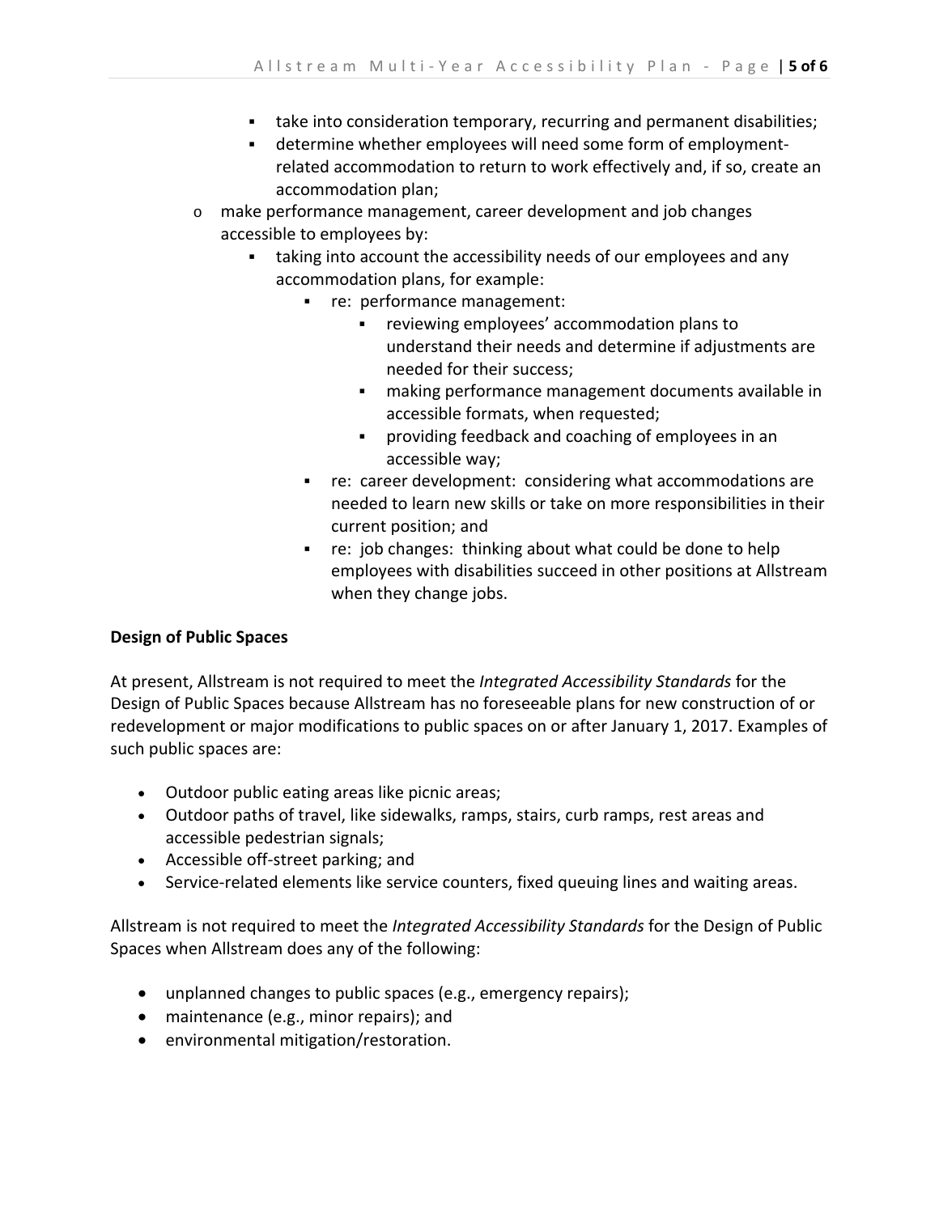- take into consideration temporary, recurring and permanent disabilities;
        - determine whether employees will need some form of employment-related accommodation to return to work effectively and, if so, create an accommodation plan;
    - make performance management, career development and job changes accessible to employees by:
        - taking into account the accessibility needs of our employees and any accommodation plans, for example:
            - re: performance management:
                - reviewing employees' accommodation plans to understand their needs and determine if adjustments are needed for their success;
                - making performance management documents available in accessible formats, when requested;
                - providing feedback and coaching of employees in an accessible way;
            - re: career development: considering what accommodations are needed to learn new skills or take on more responsibilities in their current position; and
            - re: job changes: thinking about what could be done to help employees with disabilities succeed in other positions at Allstream when they change jobs.

**Design of Public Spaces**

At present, Allstream is not required to meet the *Integrated Accessibility Standards* for the Design of Public Spaces because Allstream has no foreseeable plans for new construction of or redevelopment or major modifications to public spaces on or after January 1, 2017. Examples of such public spaces are:

- Outdoor public eating areas like picnic areas;
- Outdoor paths of travel, like sidewalks, ramps, stairs, curb ramps, rest areas and accessible pedestrian signals;
- Accessible off-street parking; and
- Service-related elements like service counters, fixed queuing lines and waiting areas.

Allstream is not required to meet the *Integrated Accessibility Standards* for the Design of Public Spaces when Allstream does any of the following:

- unplanned changes to public spaces (e.g., emergency repairs);
- maintenance (e.g., minor repairs); and
- environmental mitigation/restoration.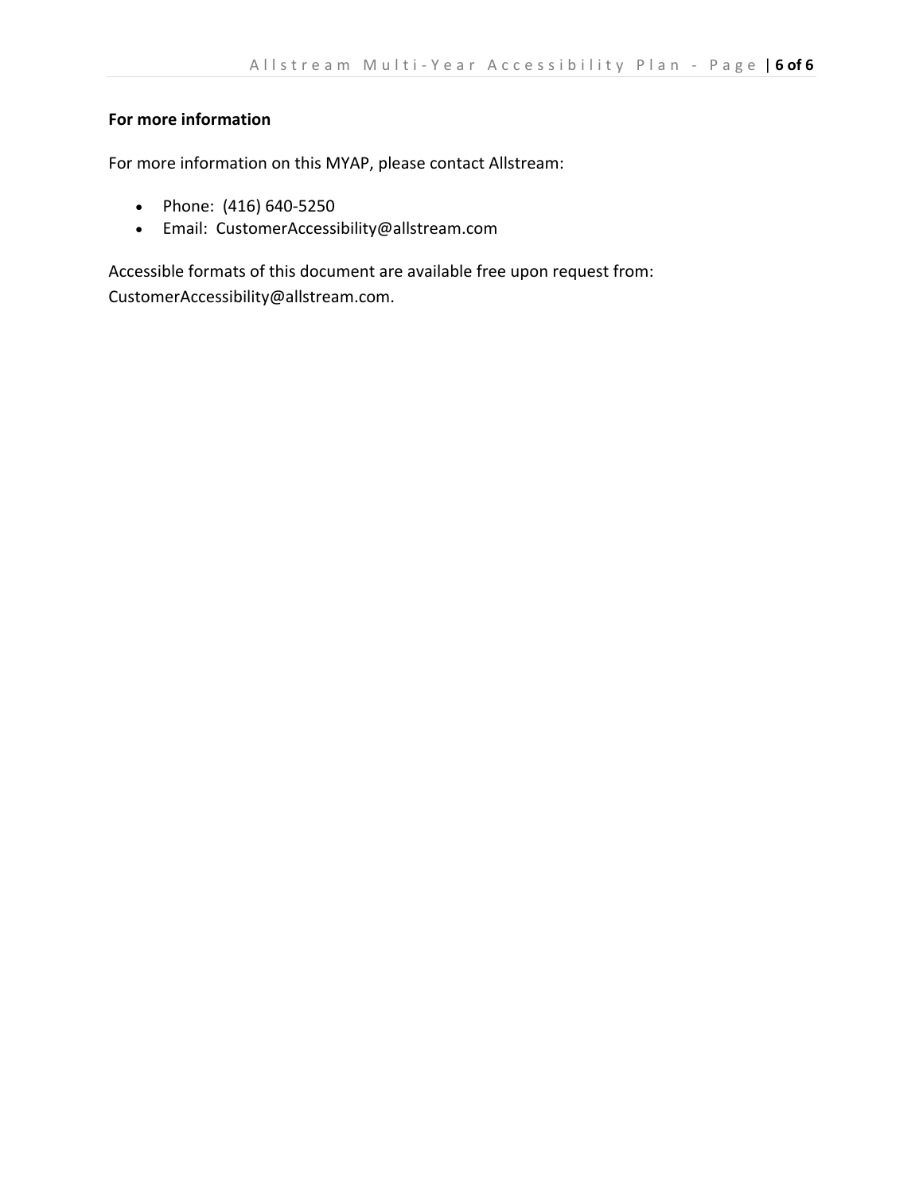**For more information**

For more information on this MYAP, please contact Allstream:

- Phone: (416) 640-5250
- Email: CustomerAccessibility@allstream.com

Accessible formats of this document are available free upon request from: CustomerAccessibility@allstream.com.